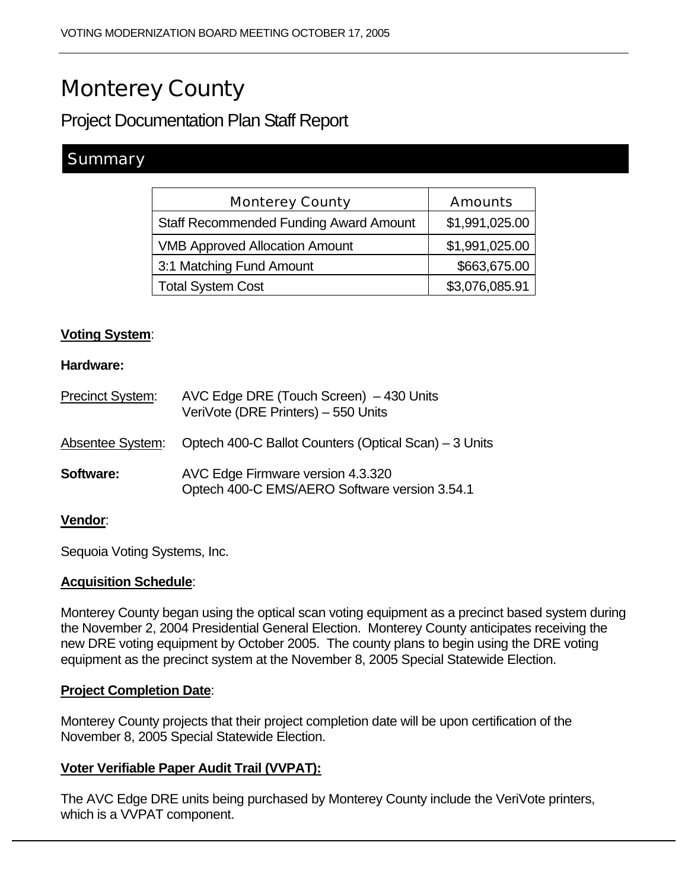# Monterey County

## Project Documentation Plan Staff Report

## Summary

| Monterey County | Amounts |
|---|---|
| Staff Recommended Funding Award Amount | $1,991,025.00 |
| VMB Approved Allocation Amount | $1,991,025.00 |
| 3:1 Matching Fund Amount | $663,675.00 |
| Total System Cost | $3,076,085.91 |

**Voting System**:

**Hardware:**

Precinct System: AVC Edge DRE (Touch Screen) – 430 Units
VeriVote (DRE Printers) – 550 Units

Absentee System: Optech 400-C Ballot Counters (Optical Scan) – 3 Units

**Software:** AVC Edge Firmware version 4.3.320
Optech 400-C EMS/AERO Software version 3.54.1

**Vendor**:

Sequoia Voting Systems, Inc.

**Acquisition Schedule**:

Monterey County began using the optical scan voting equipment as a precinct based system during the November 2, 2004 Presidential General Election. Monterey County anticipates receiving the new DRE voting equipment by October 2005. The county plans to begin using the DRE voting equipment as the precinct system at the November 8, 2005 Special Statewide Election.

**Project Completion Date**:

Monterey County projects that their project completion date will be upon certification of the November 8, 2005 Special Statewide Election.

**Voter Verifiable Paper Audit Trail (VVPAT):**

The AVC Edge DRE units being purchased by Monterey County include the VeriVote printers, which is a VVPAT component.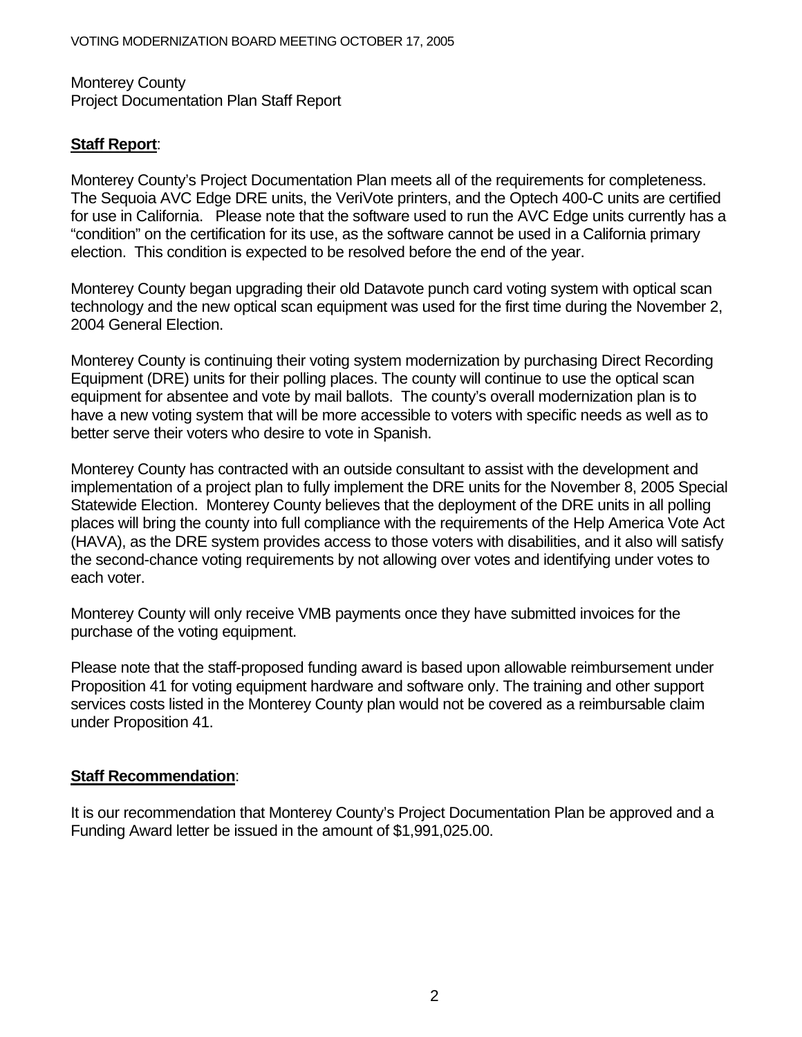Monterey County
Project Documentation Plan Staff Report

**Staff Report**:

Monterey County's Project Documentation Plan meets all of the requirements for completeness. The Sequoia AVC Edge DRE units, the VeriVote printers, and the Optech 400-C units are certified for use in California. Please note that the software used to run the AVC Edge units currently has a "condition" on the certification for its use, as the software cannot be used in a California primary election. This condition is expected to be resolved before the end of the year.

Monterey County began upgrading their old Datavote punch card voting system with optical scan technology and the new optical scan equipment was used for the first time during the November 2, 2004 General Election.

Monterey County is continuing their voting system modernization by purchasing Direct Recording Equipment (DRE) units for their polling places. The county will continue to use the optical scan equipment for absentee and vote by mail ballots. The county's overall modernization plan is to have a new voting system that will be more accessible to voters with specific needs as well as to better serve their voters who desire to vote in Spanish.

Monterey County has contracted with an outside consultant to assist with the development and implementation of a project plan to fully implement the DRE units for the November 8, 2005 Special Statewide Election. Monterey County believes that the deployment of the DRE units in all polling places will bring the county into full compliance with the requirements of the Help America Vote Act (HAVA), as the DRE system provides access to those voters with disabilities, and it also will satisfy the second-chance voting requirements by not allowing over votes and identifying under votes to each voter.

Monterey County will only receive VMB payments once they have submitted invoices for the purchase of the voting equipment.

Please note that the staff-proposed funding award is based upon allowable reimbursement under Proposition 41 for voting equipment hardware and software only. The training and other support services costs listed in the Monterey County plan would not be covered as a reimbursable claim under Proposition 41.

**Staff Recommendation**:

It is our recommendation that Monterey County's Project Documentation Plan be approved and a Funding Award letter be issued in the amount of $1,991,025.00.